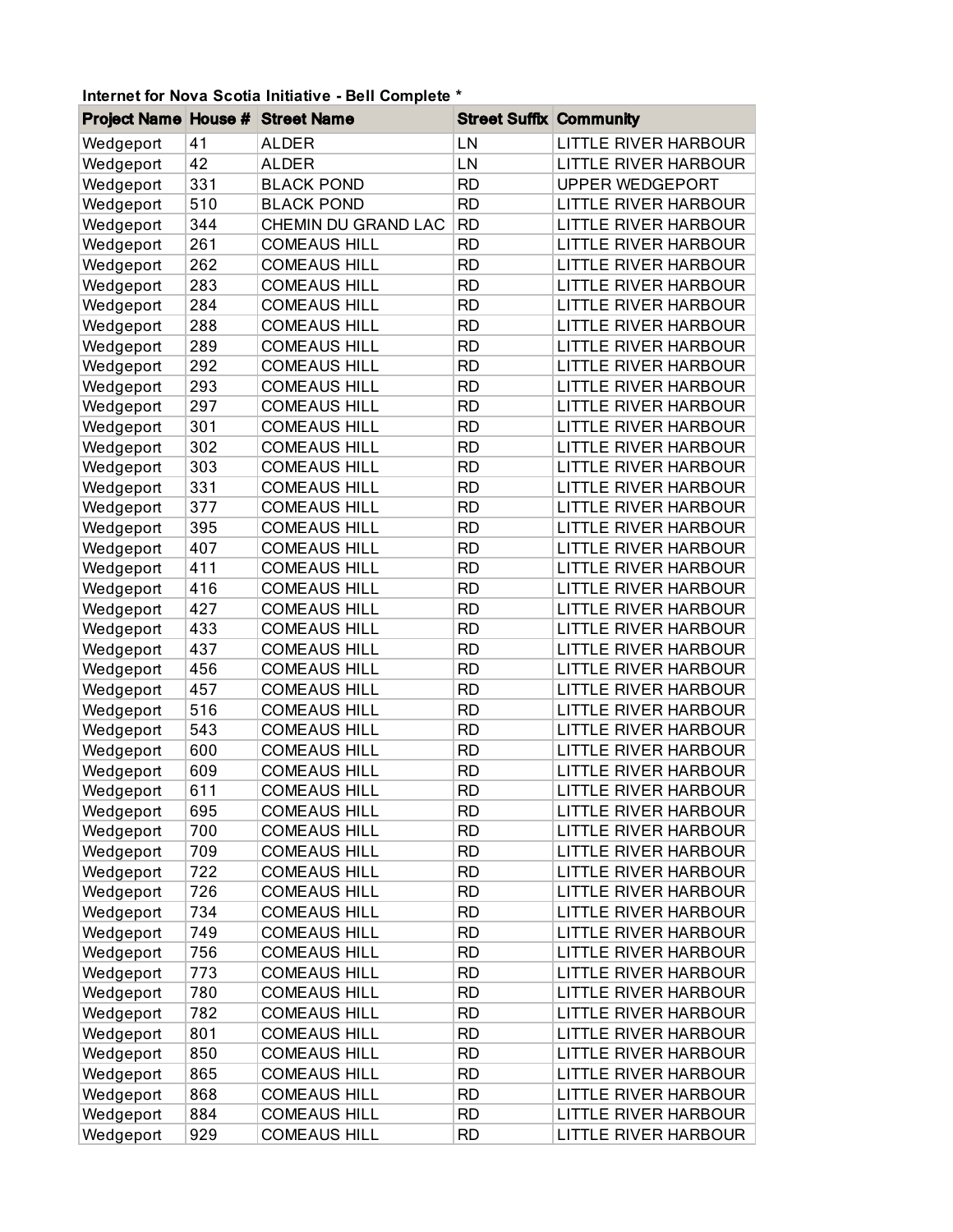**Internet for Nova Scotia Initiative - Bell Complete ***

| Project Name | House # | Street Name | Street Suffix | Community |
|---|---|---|---|---|
| Wedgeport | 41 | ALDER | LN | LITTLE RIVER HARBOUR |
| Wedgeport | 42 | ALDER | LN | LITTLE RIVER HARBOUR |
| Wedgeport | 331 | BLACK POND | RD | UPPER WEDGEPORT |
| Wedgeport | 510 | BLACK POND | RD | LITTLE RIVER HARBOUR |
| Wedgeport | 344 | CHEMIN DU GRAND LAC | RD | LITTLE RIVER HARBOUR |
| Wedgeport | 261 | COMEAUS HILL | RD | LITTLE RIVER HARBOUR |
| Wedgeport | 262 | COMEAUS HILL | RD | LITTLE RIVER HARBOUR |
| Wedgeport | 283 | COMEAUS HILL | RD | LITTLE RIVER HARBOUR |
| Wedgeport | 284 | COMEAUS HILL | RD | LITTLE RIVER HARBOUR |
| Wedgeport | 288 | COMEAUS HILL | RD | LITTLE RIVER HARBOUR |
| Wedgeport | 289 | COMEAUS HILL | RD | LITTLE RIVER HARBOUR |
| Wedgeport | 292 | COMEAUS HILL | RD | LITTLE RIVER HARBOUR |
| Wedgeport | 293 | COMEAUS HILL | RD | LITTLE RIVER HARBOUR |
| Wedgeport | 297 | COMEAUS HILL | RD | LITTLE RIVER HARBOUR |
| Wedgeport | 301 | COMEAUS HILL | RD | LITTLE RIVER HARBOUR |
| Wedgeport | 302 | COMEAUS HILL | RD | LITTLE RIVER HARBOUR |
| Wedgeport | 303 | COMEAUS HILL | RD | LITTLE RIVER HARBOUR |
| Wedgeport | 331 | COMEAUS HILL | RD | LITTLE RIVER HARBOUR |
| Wedgeport | 377 | COMEAUS HILL | RD | LITTLE RIVER HARBOUR |
| Wedgeport | 395 | COMEAUS HILL | RD | LITTLE RIVER HARBOUR |
| Wedgeport | 407 | COMEAUS HILL | RD | LITTLE RIVER HARBOUR |
| Wedgeport | 411 | COMEAUS HILL | RD | LITTLE RIVER HARBOUR |
| Wedgeport | 416 | COMEAUS HILL | RD | LITTLE RIVER HARBOUR |
| Wedgeport | 427 | COMEAUS HILL | RD | LITTLE RIVER HARBOUR |
| Wedgeport | 433 | COMEAUS HILL | RD | LITTLE RIVER HARBOUR |
| Wedgeport | 437 | COMEAUS HILL | RD | LITTLE RIVER HARBOUR |
| Wedgeport | 456 | COMEAUS HILL | RD | LITTLE RIVER HARBOUR |
| Wedgeport | 457 | COMEAUS HILL | RD | LITTLE RIVER HARBOUR |
| Wedgeport | 516 | COMEAUS HILL | RD | LITTLE RIVER HARBOUR |
| Wedgeport | 543 | COMEAUS HILL | RD | LITTLE RIVER HARBOUR |
| Wedgeport | 600 | COMEAUS HILL | RD | LITTLE RIVER HARBOUR |
| Wedgeport | 609 | COMEAUS HILL | RD | LITTLE RIVER HARBOUR |
| Wedgeport | 611 | COMEAUS HILL | RD | LITTLE RIVER HARBOUR |
| Wedgeport | 695 | COMEAUS HILL | RD | LITTLE RIVER HARBOUR |
| Wedgeport | 700 | COMEAUS HILL | RD | LITTLE RIVER HARBOUR |
| Wedgeport | 709 | COMEAUS HILL | RD | LITTLE RIVER HARBOUR |
| Wedgeport | 722 | COMEAUS HILL | RD | LITTLE RIVER HARBOUR |
| Wedgeport | 726 | COMEAUS HILL | RD | LITTLE RIVER HARBOUR |
| Wedgeport | 734 | COMEAUS HILL | RD | LITTLE RIVER HARBOUR |
| Wedgeport | 749 | COMEAUS HILL | RD | LITTLE RIVER HARBOUR |
| Wedgeport | 756 | COMEAUS HILL | RD | LITTLE RIVER HARBOUR |
| Wedgeport | 773 | COMEAUS HILL | RD | LITTLE RIVER HARBOUR |
| Wedgeport | 780 | COMEAUS HILL | RD | LITTLE RIVER HARBOUR |
| Wedgeport | 782 | COMEAUS HILL | RD | LITTLE RIVER HARBOUR |
| Wedgeport | 801 | COMEAUS HILL | RD | LITTLE RIVER HARBOUR |
| Wedgeport | 850 | COMEAUS HILL | RD | LITTLE RIVER HARBOUR |
| Wedgeport | 865 | COMEAUS HILL | RD | LITTLE RIVER HARBOUR |
| Wedgeport | 868 | COMEAUS HILL | RD | LITTLE RIVER HARBOUR |
| Wedgeport | 884 | COMEAUS HILL | RD | LITTLE RIVER HARBOUR |
| Wedgeport | 929 | COMEAUS HILL | RD | LITTLE RIVER HARBOUR |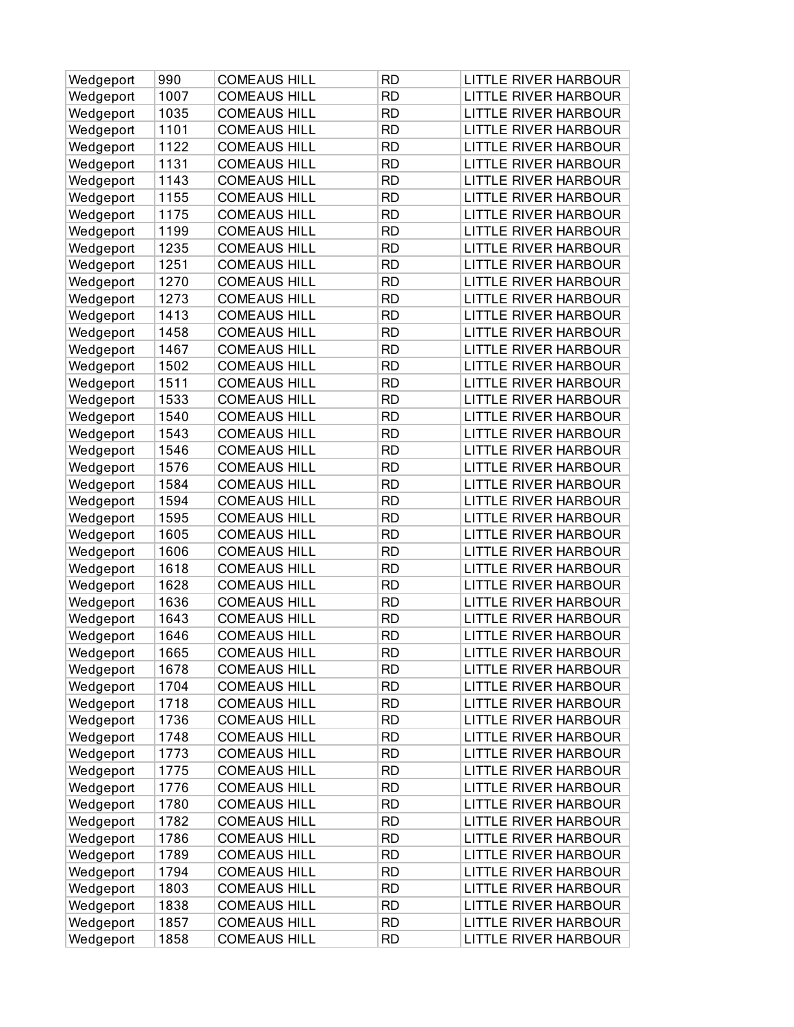| | | | | |
|---|---|---|---|---|
| Wedgeport | 990 | COMEAUS HILL | RD | LITTLE RIVER HARBOUR |
| Wedgeport | 1007 | COMEAUS HILL | RD | LITTLE RIVER HARBOUR |
| Wedgeport | 1035 | COMEAUS HILL | RD | LITTLE RIVER HARBOUR |
| Wedgeport | 1101 | COMEAUS HILL | RD | LITTLE RIVER HARBOUR |
| Wedgeport | 1122 | COMEAUS HILL | RD | LITTLE RIVER HARBOUR |
| Wedgeport | 1131 | COMEAUS HILL | RD | LITTLE RIVER HARBOUR |
| Wedgeport | 1143 | COMEAUS HILL | RD | LITTLE RIVER HARBOUR |
| Wedgeport | 1155 | COMEAUS HILL | RD | LITTLE RIVER HARBOUR |
| Wedgeport | 1175 | COMEAUS HILL | RD | LITTLE RIVER HARBOUR |
| Wedgeport | 1199 | COMEAUS HILL | RD | LITTLE RIVER HARBOUR |
| Wedgeport | 1235 | COMEAUS HILL | RD | LITTLE RIVER HARBOUR |
| Wedgeport | 1251 | COMEAUS HILL | RD | LITTLE RIVER HARBOUR |
| Wedgeport | 1270 | COMEAUS HILL | RD | LITTLE RIVER HARBOUR |
| Wedgeport | 1273 | COMEAUS HILL | RD | LITTLE RIVER HARBOUR |
| Wedgeport | 1413 | COMEAUS HILL | RD | LITTLE RIVER HARBOUR |
| Wedgeport | 1458 | COMEAUS HILL | RD | LITTLE RIVER HARBOUR |
| Wedgeport | 1467 | COMEAUS HILL | RD | LITTLE RIVER HARBOUR |
| Wedgeport | 1502 | COMEAUS HILL | RD | LITTLE RIVER HARBOUR |
| Wedgeport | 1511 | COMEAUS HILL | RD | LITTLE RIVER HARBOUR |
| Wedgeport | 1533 | COMEAUS HILL | RD | LITTLE RIVER HARBOUR |
| Wedgeport | 1540 | COMEAUS HILL | RD | LITTLE RIVER HARBOUR |
| Wedgeport | 1543 | COMEAUS HILL | RD | LITTLE RIVER HARBOUR |
| Wedgeport | 1546 | COMEAUS HILL | RD | LITTLE RIVER HARBOUR |
| Wedgeport | 1576 | COMEAUS HILL | RD | LITTLE RIVER HARBOUR |
| Wedgeport | 1584 | COMEAUS HILL | RD | LITTLE RIVER HARBOUR |
| Wedgeport | 1594 | COMEAUS HILL | RD | LITTLE RIVER HARBOUR |
| Wedgeport | 1595 | COMEAUS HILL | RD | LITTLE RIVER HARBOUR |
| Wedgeport | 1605 | COMEAUS HILL | RD | LITTLE RIVER HARBOUR |
| Wedgeport | 1606 | COMEAUS HILL | RD | LITTLE RIVER HARBOUR |
| Wedgeport | 1618 | COMEAUS HILL | RD | LITTLE RIVER HARBOUR |
| Wedgeport | 1628 | COMEAUS HILL | RD | LITTLE RIVER HARBOUR |
| Wedgeport | 1636 | COMEAUS HILL | RD | LITTLE RIVER HARBOUR |
| Wedgeport | 1643 | COMEAUS HILL | RD | LITTLE RIVER HARBOUR |
| Wedgeport | 1646 | COMEAUS HILL | RD | LITTLE RIVER HARBOUR |
| Wedgeport | 1665 | COMEAUS HILL | RD | LITTLE RIVER HARBOUR |
| Wedgeport | 1678 | COMEAUS HILL | RD | LITTLE RIVER HARBOUR |
| Wedgeport | 1704 | COMEAUS HILL | RD | LITTLE RIVER HARBOUR |
| Wedgeport | 1718 | COMEAUS HILL | RD | LITTLE RIVER HARBOUR |
| Wedgeport | 1736 | COMEAUS HILL | RD | LITTLE RIVER HARBOUR |
| Wedgeport | 1748 | COMEAUS HILL | RD | LITTLE RIVER HARBOUR |
| Wedgeport | 1773 | COMEAUS HILL | RD | LITTLE RIVER HARBOUR |
| Wedgeport | 1775 | COMEAUS HILL | RD | LITTLE RIVER HARBOUR |
| Wedgeport | 1776 | COMEAUS HILL | RD | LITTLE RIVER HARBOUR |
| Wedgeport | 1780 | COMEAUS HILL | RD | LITTLE RIVER HARBOUR |
| Wedgeport | 1782 | COMEAUS HILL | RD | LITTLE RIVER HARBOUR |
| Wedgeport | 1786 | COMEAUS HILL | RD | LITTLE RIVER HARBOUR |
| Wedgeport | 1789 | COMEAUS HILL | RD | LITTLE RIVER HARBOUR |
| Wedgeport | 1794 | COMEAUS HILL | RD | LITTLE RIVER HARBOUR |
| Wedgeport | 1803 | COMEAUS HILL | RD | LITTLE RIVER HARBOUR |
| Wedgeport | 1838 | COMEAUS HILL | RD | LITTLE RIVER HARBOUR |
| Wedgeport | 1857 | COMEAUS HILL | RD | LITTLE RIVER HARBOUR |
| Wedgeport | 1858 | COMEAUS HILL | RD | LITTLE RIVER HARBOUR |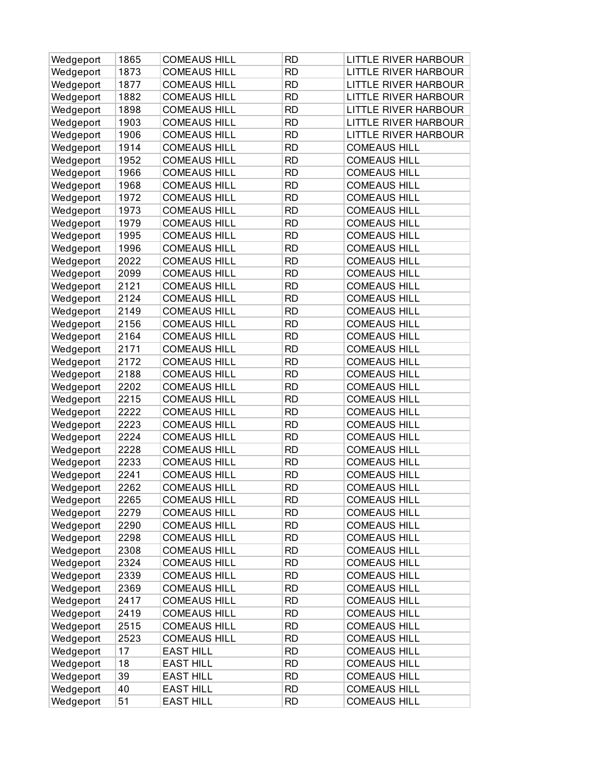| Wedgeport | 1865 | COMEAUS HILL | RD | LITTLE RIVER HARBOUR |
|---|---|---|---|---|
| Wedgeport | 1873 | COMEAUS HILL | RD | LITTLE RIVER HARBOUR |
| Wedgeport | 1877 | COMEAUS HILL | RD | LITTLE RIVER HARBOUR |
| Wedgeport | 1882 | COMEAUS HILL | RD | LITTLE RIVER HARBOUR |
| Wedgeport | 1898 | COMEAUS HILL | RD | LITTLE RIVER HARBOUR |
| Wedgeport | 1903 | COMEAUS HILL | RD | LITTLE RIVER HARBOUR |
| Wedgeport | 1906 | COMEAUS HILL | RD | LITTLE RIVER HARBOUR |
| Wedgeport | 1914 | COMEAUS HILL | RD | COMEAUS HILL |
| Wedgeport | 1952 | COMEAUS HILL | RD | COMEAUS HILL |
| Wedgeport | 1966 | COMEAUS HILL | RD | COMEAUS HILL |
| Wedgeport | 1968 | COMEAUS HILL | RD | COMEAUS HILL |
| Wedgeport | 1972 | COMEAUS HILL | RD | COMEAUS HILL |
| Wedgeport | 1973 | COMEAUS HILL | RD | COMEAUS HILL |
| Wedgeport | 1979 | COMEAUS HILL | RD | COMEAUS HILL |
| Wedgeport | 1995 | COMEAUS HILL | RD | COMEAUS HILL |
| Wedgeport | 1996 | COMEAUS HILL | RD | COMEAUS HILL |
| Wedgeport | 2022 | COMEAUS HILL | RD | COMEAUS HILL |
| Wedgeport | 2099 | COMEAUS HILL | RD | COMEAUS HILL |
| Wedgeport | 2121 | COMEAUS HILL | RD | COMEAUS HILL |
| Wedgeport | 2124 | COMEAUS HILL | RD | COMEAUS HILL |
| Wedgeport | 2149 | COMEAUS HILL | RD | COMEAUS HILL |
| Wedgeport | 2156 | COMEAUS HILL | RD | COMEAUS HILL |
| Wedgeport | 2164 | COMEAUS HILL | RD | COMEAUS HILL |
| Wedgeport | 2171 | COMEAUS HILL | RD | COMEAUS HILL |
| Wedgeport | 2172 | COMEAUS HILL | RD | COMEAUS HILL |
| Wedgeport | 2188 | COMEAUS HILL | RD | COMEAUS HILL |
| Wedgeport | 2202 | COMEAUS HILL | RD | COMEAUS HILL |
| Wedgeport | 2215 | COMEAUS HILL | RD | COMEAUS HILL |
| Wedgeport | 2222 | COMEAUS HILL | RD | COMEAUS HILL |
| Wedgeport | 2223 | COMEAUS HILL | RD | COMEAUS HILL |
| Wedgeport | 2224 | COMEAUS HILL | RD | COMEAUS HILL |
| Wedgeport | 2228 | COMEAUS HILL | RD | COMEAUS HILL |
| Wedgeport | 2233 | COMEAUS HILL | RD | COMEAUS HILL |
| Wedgeport | 2241 | COMEAUS HILL | RD | COMEAUS HILL |
| Wedgeport | 2262 | COMEAUS HILL | RD | COMEAUS HILL |
| Wedgeport | 2265 | COMEAUS HILL | RD | COMEAUS HILL |
| Wedgeport | 2279 | COMEAUS HILL | RD | COMEAUS HILL |
| Wedgeport | 2290 | COMEAUS HILL | RD | COMEAUS HILL |
| Wedgeport | 2298 | COMEAUS HILL | RD | COMEAUS HILL |
| Wedgeport | 2308 | COMEAUS HILL | RD | COMEAUS HILL |
| Wedgeport | 2324 | COMEAUS HILL | RD | COMEAUS HILL |
| Wedgeport | 2339 | COMEAUS HILL | RD | COMEAUS HILL |
| Wedgeport | 2369 | COMEAUS HILL | RD | COMEAUS HILL |
| Wedgeport | 2417 | COMEAUS HILL | RD | COMEAUS HILL |
| Wedgeport | 2419 | COMEAUS HILL | RD | COMEAUS HILL |
| Wedgeport | 2515 | COMEAUS HILL | RD | COMEAUS HILL |
| Wedgeport | 2523 | COMEAUS HILL | RD | COMEAUS HILL |
| Wedgeport | 17 | EAST HILL | RD | COMEAUS HILL |
| Wedgeport | 18 | EAST HILL | RD | COMEAUS HILL |
| Wedgeport | 39 | EAST HILL | RD | COMEAUS HILL |
| Wedgeport | 40 | EAST HILL | RD | COMEAUS HILL |
| Wedgeport | 51 | EAST HILL | RD | COMEAUS HILL |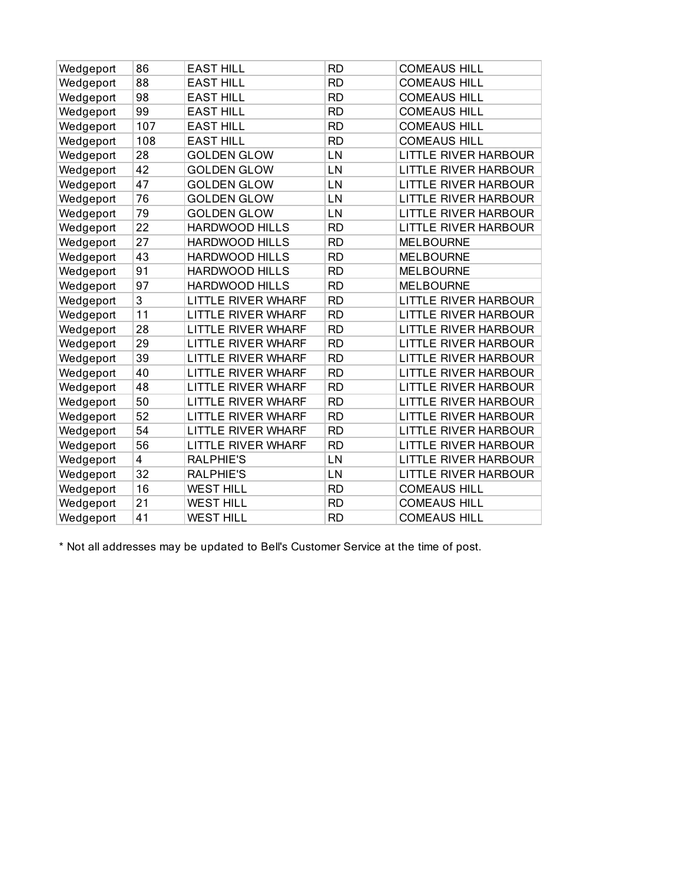| | | | | |
|---|---|---|---|---|
| Wedgeport | 86 | EAST HILL | RD | COMEAUS HILL |
| Wedgeport | 88 | EAST HILL | RD | COMEAUS HILL |
| Wedgeport | 98 | EAST HILL | RD | COMEAUS HILL |
| Wedgeport | 99 | EAST HILL | RD | COMEAUS HILL |
| Wedgeport | 107 | EAST HILL | RD | COMEAUS HILL |
| Wedgeport | 108 | EAST HILL | RD | COMEAUS HILL |
| Wedgeport | 28 | GOLDEN GLOW | LN | LITTLE RIVER HARBOUR |
| Wedgeport | 42 | GOLDEN GLOW | LN | LITTLE RIVER HARBOUR |
| Wedgeport | 47 | GOLDEN GLOW | LN | LITTLE RIVER HARBOUR |
| Wedgeport | 76 | GOLDEN GLOW | LN | LITTLE RIVER HARBOUR |
| Wedgeport | 79 | GOLDEN GLOW | LN | LITTLE RIVER HARBOUR |
| Wedgeport | 22 | HARDWOOD HILLS | RD | LITTLE RIVER HARBOUR |
| Wedgeport | 27 | HARDWOOD HILLS | RD | MELBOURNE |
| Wedgeport | 43 | HARDWOOD HILLS | RD | MELBOURNE |
| Wedgeport | 91 | HARDWOOD HILLS | RD | MELBOURNE |
| Wedgeport | 97 | HARDWOOD HILLS | RD | MELBOURNE |
| Wedgeport | 3 | LITTLE RIVER WHARF | RD | LITTLE RIVER HARBOUR |
| Wedgeport | 11 | LITTLE RIVER WHARF | RD | LITTLE RIVER HARBOUR |
| Wedgeport | 28 | LITTLE RIVER WHARF | RD | LITTLE RIVER HARBOUR |
| Wedgeport | 29 | LITTLE RIVER WHARF | RD | LITTLE RIVER HARBOUR |
| Wedgeport | 39 | LITTLE RIVER WHARF | RD | LITTLE RIVER HARBOUR |
| Wedgeport | 40 | LITTLE RIVER WHARF | RD | LITTLE RIVER HARBOUR |
| Wedgeport | 48 | LITTLE RIVER WHARF | RD | LITTLE RIVER HARBOUR |
| Wedgeport | 50 | LITTLE RIVER WHARF | RD | LITTLE RIVER HARBOUR |
| Wedgeport | 52 | LITTLE RIVER WHARF | RD | LITTLE RIVER HARBOUR |
| Wedgeport | 54 | LITTLE RIVER WHARF | RD | LITTLE RIVER HARBOUR |
| Wedgeport | 56 | LITTLE RIVER WHARF | RD | LITTLE RIVER HARBOUR |
| Wedgeport | 4 | RALPHIE'S | LN | LITTLE RIVER HARBOUR |
| Wedgeport | 32 | RALPHIE'S | LN | LITTLE RIVER HARBOUR |
| Wedgeport | 16 | WEST HILL | RD | COMEAUS HILL |
| Wedgeport | 21 | WEST HILL | RD | COMEAUS HILL |
| Wedgeport | 41 | WEST HILL | RD | COMEAUS HILL |

* Not all addresses may be updated to Bell's Customer Service at the time of post.